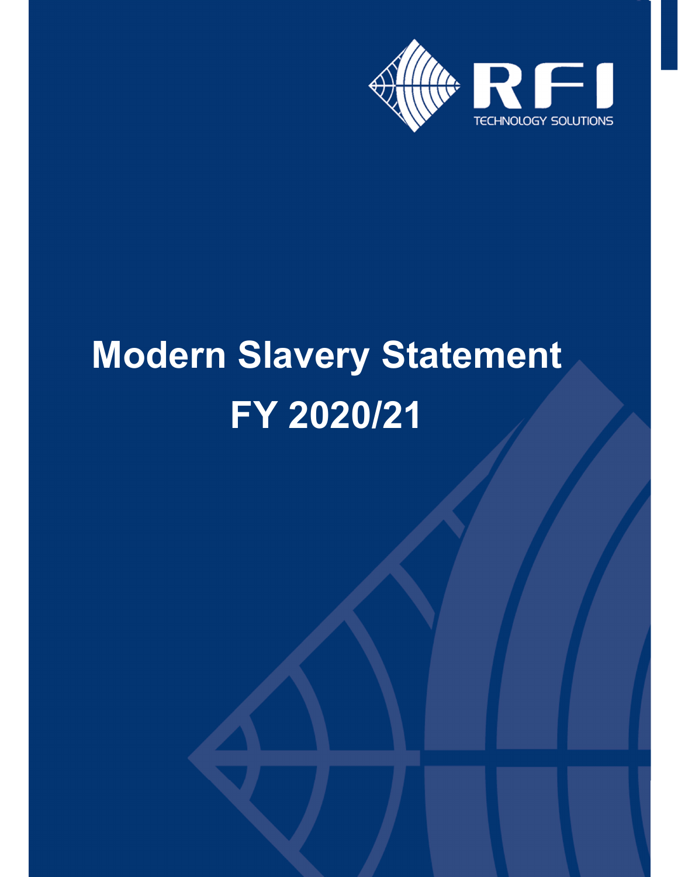RFI TECHNOLOGY SOLUTIONS

# Modern Slavery Statement

# FY 2020/21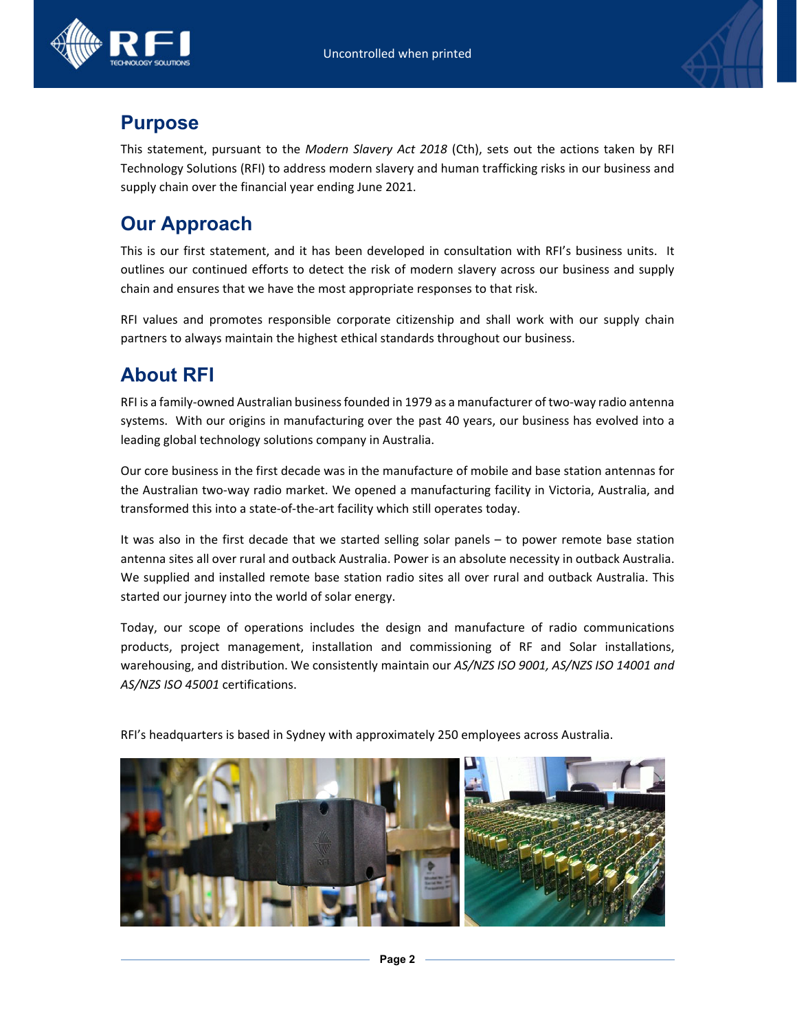## Purpose

This statement, pursuant to the *Modern Slavery Act 2018* (Cth), sets out the actions taken by RFI Technology Solutions (RFI) to address modern slavery and human trafficking risks in our business and supply chain over the financial year ending June 2021.

## Our Approach

This is our first statement, and it has been developed in consultation with RFI's business units. It outlines our continued efforts to detect the risk of modern slavery across our business and supply chain and ensures that we have the most appropriate responses to that risk.

RFI values and promotes responsible corporate citizenship and shall work with our supply chain partners to always maintain the highest ethical standards throughout our business.

## About RFI

RFI is a family-owned Australian business founded in 1979 as a manufacturer of two-way radio antenna systems. With our origins in manufacturing over the past 40 years, our business has evolved into a leading global technology solutions company in Australia.

Our core business in the first decade was in the manufacture of mobile and base station antennas for the Australian two-way radio market. We opened a manufacturing facility in Victoria, Australia, and transformed this into a state-of-the-art facility which still operates today.

It was also in the first decade that we started selling solar panels – to power remote base station antenna sites all over rural and outback Australia. Power is an absolute necessity in outback Australia. We supplied and installed remote base station radio sites all over rural and outback Australia. This started our journey into the world of solar energy.

Today, our scope of operations includes the design and manufacture of radio communications products, project management, installation and commissioning of RF and Solar installations, warehousing, and distribution. We consistently maintain our *AS/NZS ISO 9001, AS/NZS ISO 14001 and AS/NZS ISO 45001* certifications.

RFI's headquarters is based in Sydney with approximately 250 employees across Australia.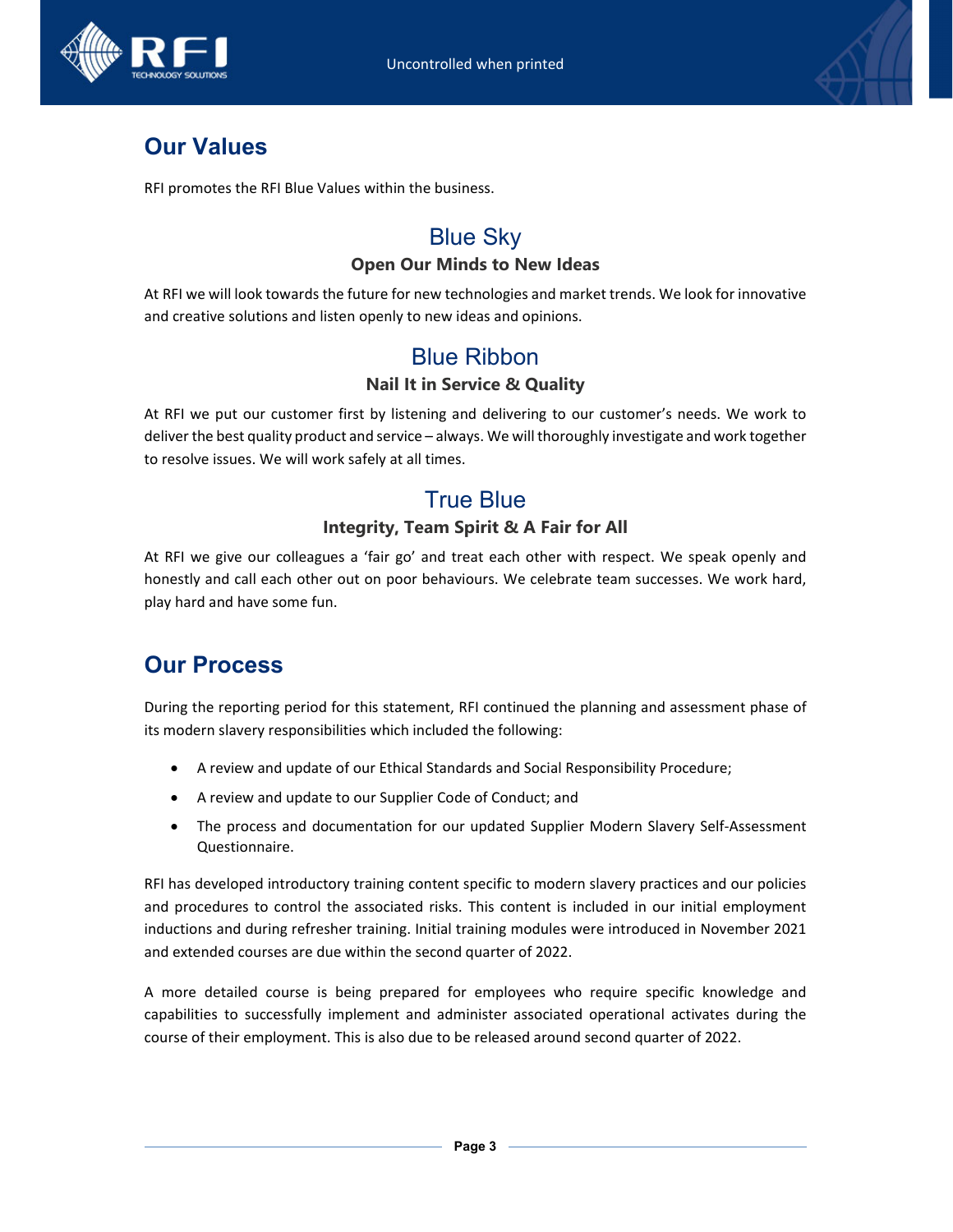## Our Values

RFI promotes the RFI Blue Values within the business.

### Blue Sky

**Open Our Minds to New Ideas**

At RFI we will look towards the future for new technologies and market trends. We look for innovative and creative solutions and listen openly to new ideas and opinions.

### Blue Ribbon

**Nail It in Service & Quality**

At RFI we put our customer first by listening and delivering to our customer's needs. We work to deliver the best quality product and service – always. We will thoroughly investigate and work together to resolve issues. We will work safely at all times.

### True Blue

**Integrity, Team Spirit & A Fair for All**

At RFI we give our colleagues a 'fair go' and treat each other with respect. We speak openly and honestly and call each other out on poor behaviours. We celebrate team successes. We work hard, play hard and have some fun.

## Our Process

During the reporting period for this statement, RFI continued the planning and assessment phase of its modern slavery responsibilities which included the following:

- A review and update of our Ethical Standards and Social Responsibility Procedure;
- A review and update to our Supplier Code of Conduct; and
- The process and documentation for our updated Supplier Modern Slavery Self-Assessment Questionnaire.

RFI has developed introductory training content specific to modern slavery practices and our policies and procedures to control the associated risks. This content is included in our initial employment inductions and during refresher training. Initial training modules were introduced in November 2021 and extended courses are due within the second quarter of 2022.

A more detailed course is being prepared for employees who require specific knowledge and capabilities to successfully implement and administer associated operational activates during the course of their employment. This is also due to be released around second quarter of 2022.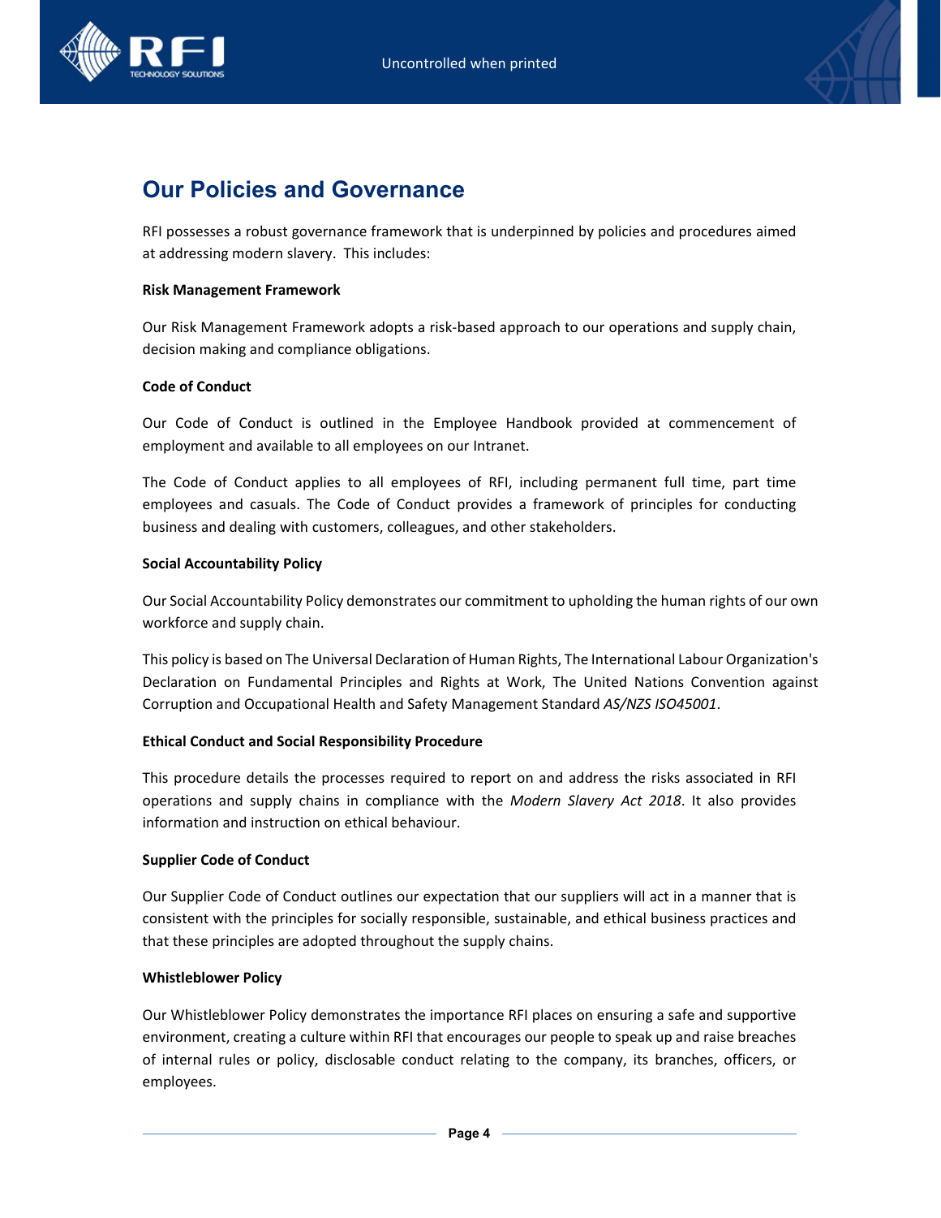# Our Policies and Governance

RFI possesses a robust governance framework that is underpinned by policies and procedures aimed at addressing modern slavery. This includes:

**Risk Management Framework**

Our Risk Management Framework adopts a risk-based approach to our operations and supply chain, decision making and compliance obligations.

**Code of Conduct**

Our Code of Conduct is outlined in the Employee Handbook provided at commencement of employment and available to all employees on our Intranet.

The Code of Conduct applies to all employees of RFI, including permanent full time, part time employees and casuals. The Code of Conduct provides a framework of principles for conducting business and dealing with customers, colleagues, and other stakeholders.

**Social Accountability Policy**

Our Social Accountability Policy demonstrates our commitment to upholding the human rights of our own workforce and supply chain.

This policy is based on The Universal Declaration of Human Rights, The International Labour Organization's Declaration on Fundamental Principles and Rights at Work, The United Nations Convention against Corruption and Occupational Health and Safety Management Standard *AS/NZS ISO45001*.

**Ethical Conduct and Social Responsibility Procedure**

This procedure details the processes required to report on and address the risks associated in RFI operations and supply chains in compliance with the *Modern Slavery Act 2018*. It also provides information and instruction on ethical behaviour.

**Supplier Code of Conduct**

Our Supplier Code of Conduct outlines our expectation that our suppliers will act in a manner that is consistent with the principles for socially responsible, sustainable, and ethical business practices and that these principles are adopted throughout the supply chains.

**Whistleblower Policy**

Our Whistleblower Policy demonstrates the importance RFI places on ensuring a safe and supportive environment, creating a culture within RFI that encourages our people to speak up and raise breaches of internal rules or policy, disclosable conduct relating to the company, its branches, officers, or employees.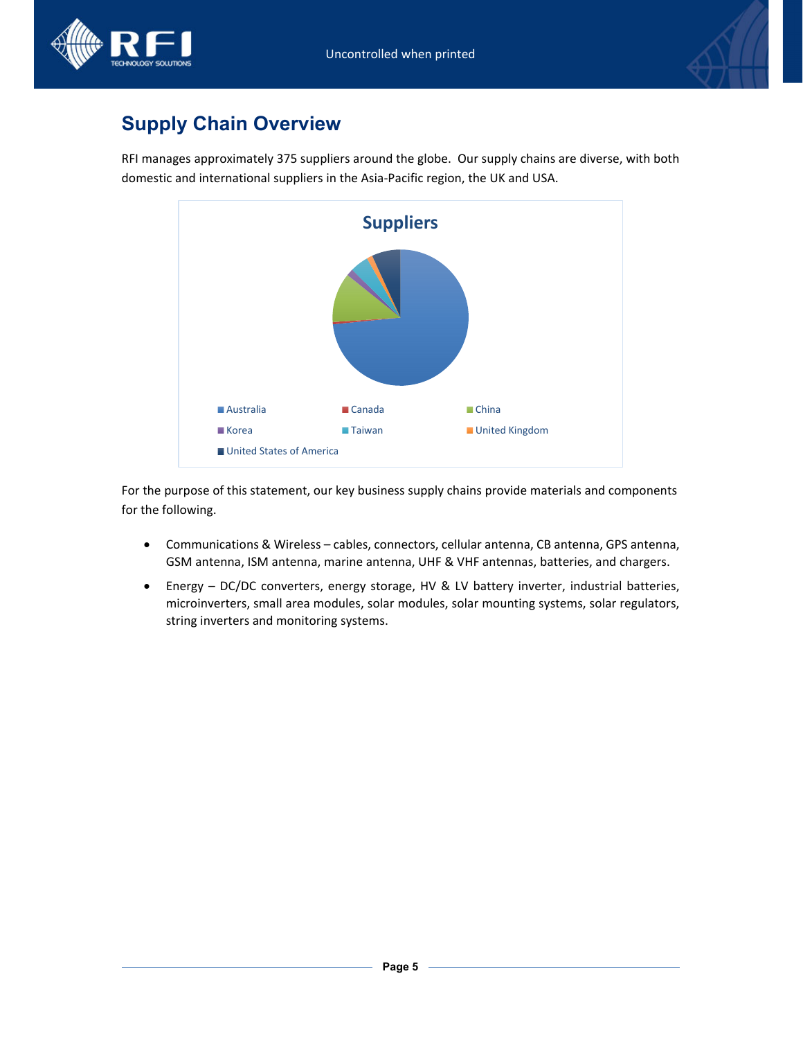## Supply Chain Overview

RFI manages approximately 375 suppliers around the globe. Our supply chains are diverse, with both domestic and international suppliers in the Asia-Pacific region, the UK and USA.

**Suppliers**

- Australia
- Canada
- China
- Korea
- Taiwan
- United Kingdom
- United States of America

For the purpose of this statement, our key business supply chains provide materials and components for the following.

- Communications & Wireless – cables, connectors, cellular antenna, CB antenna, GPS antenna, GSM antenna, ISM antenna, marine antenna, UHF & VHF antennas, batteries, and chargers.
- Energy – DC/DC converters, energy storage, HV & LV battery inverter, industrial batteries, microinverters, small area modules, solar modules, solar mounting systems, solar regulators, string inverters and monitoring systems.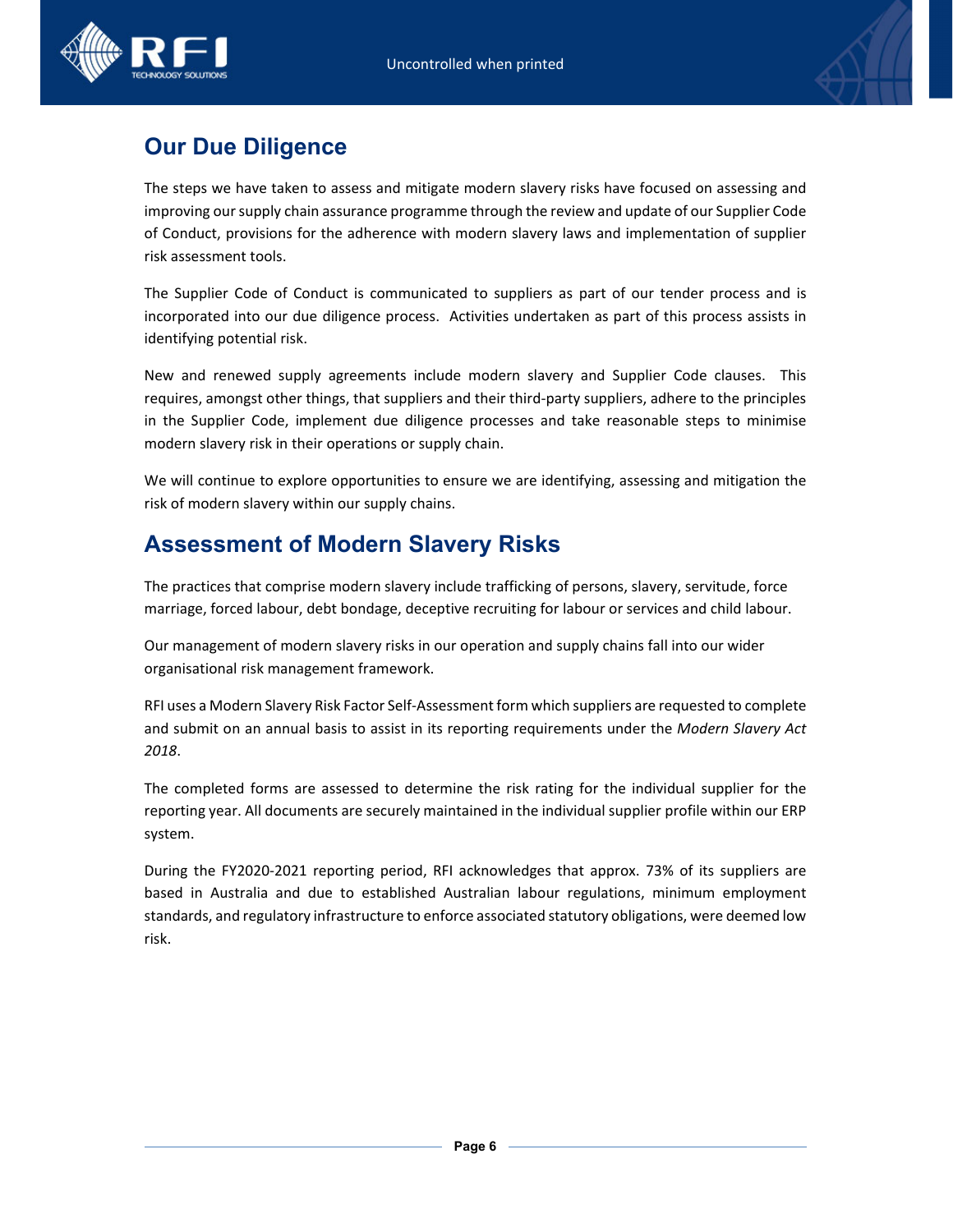## Our Due Diligence

The steps we have taken to assess and mitigate modern slavery risks have focused on assessing and improving our supply chain assurance programme through the review and update of our Supplier Code of Conduct, provisions for the adherence with modern slavery laws and implementation of supplier risk assessment tools.

The Supplier Code of Conduct is communicated to suppliers as part of our tender process and is incorporated into our due diligence process. Activities undertaken as part of this process assists in identifying potential risk.

New and renewed supply agreements include modern slavery and Supplier Code clauses. This requires, amongst other things, that suppliers and their third-party suppliers, adhere to the principles in the Supplier Code, implement due diligence processes and take reasonable steps to minimise modern slavery risk in their operations or supply chain.

We will continue to explore opportunities to ensure we are identifying, assessing and mitigation the risk of modern slavery within our supply chains.

## Assessment of Modern Slavery Risks

The practices that comprise modern slavery include trafficking of persons, slavery, servitude, force marriage, forced labour, debt bondage, deceptive recruiting for labour or services and child labour.

Our management of modern slavery risks in our operation and supply chains fall into our wider organisational risk management framework.

RFI uses a Modern Slavery Risk Factor Self-Assessment form which suppliers are requested to complete and submit on an annual basis to assist in its reporting requirements under the *Modern Slavery Act 2018*.

The completed forms are assessed to determine the risk rating for the individual supplier for the reporting year. All documents are securely maintained in the individual supplier profile within our ERP system.

During the FY2020-2021 reporting period, RFI acknowledges that approx. 73% of its suppliers are based in Australia and due to established Australian labour regulations, minimum employment standards, and regulatory infrastructure to enforce associated statutory obligations, were deemed low risk.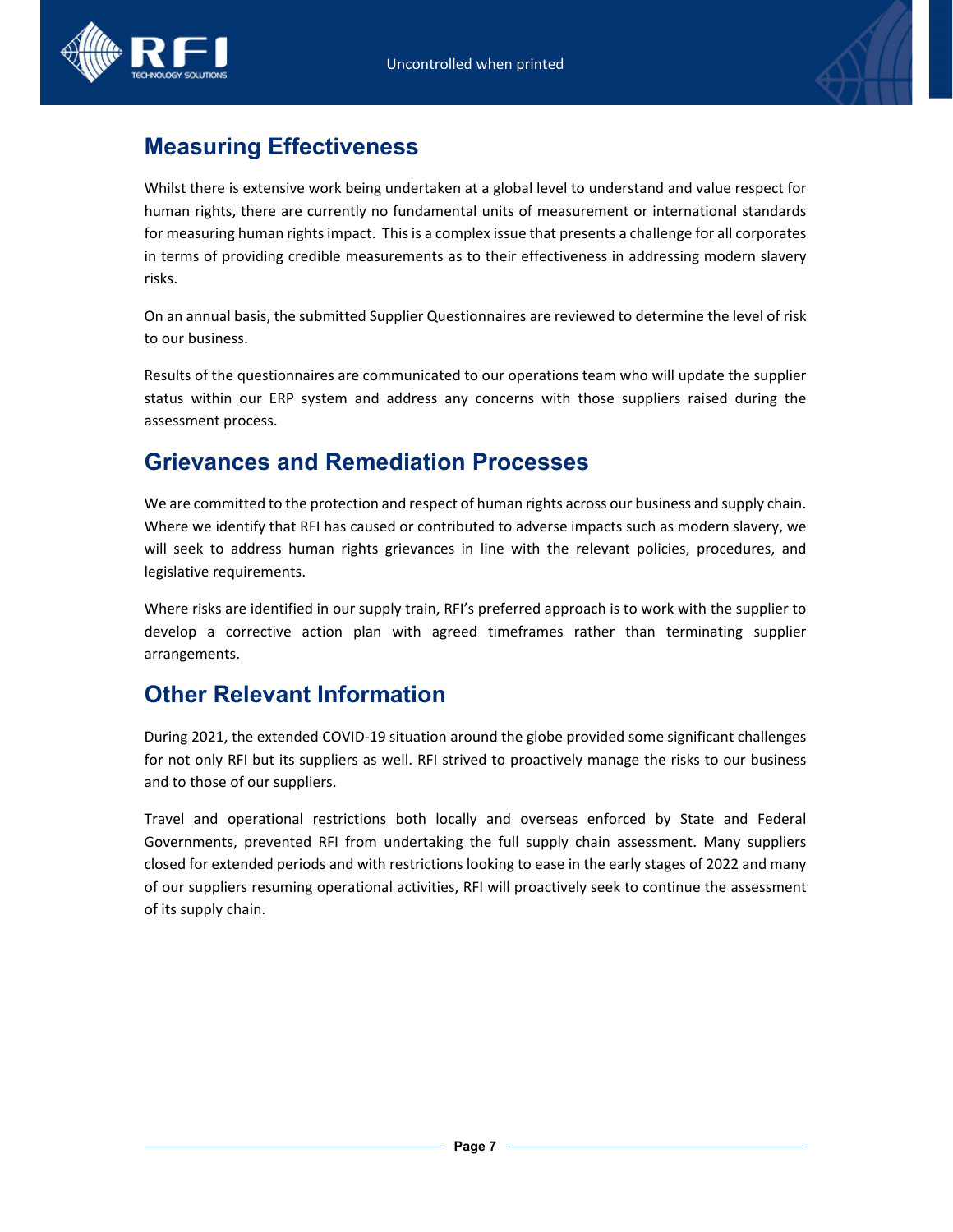## Measuring Effectiveness

Whilst there is extensive work being undertaken at a global level to understand and value respect for human rights, there are currently no fundamental units of measurement or international standards for measuring human rights impact. This is a complex issue that presents a challenge for all corporates in terms of providing credible measurements as to their effectiveness in addressing modern slavery risks.

On an annual basis, the submitted Supplier Questionnaires are reviewed to determine the level of risk to our business.

Results of the questionnaires are communicated to our operations team who will update the supplier status within our ERP system and address any concerns with those suppliers raised during the assessment process.

## Grievances and Remediation Processes

We are committed to the protection and respect of human rights across our business and supply chain. Where we identify that RFI has caused or contributed to adverse impacts such as modern slavery, we will seek to address human rights grievances in line with the relevant policies, procedures, and legislative requirements.

Where risks are identified in our supply train, RFI's preferred approach is to work with the supplier to develop a corrective action plan with agreed timeframes rather than terminating supplier arrangements.

## Other Relevant Information

During 2021, the extended COVID-19 situation around the globe provided some significant challenges for not only RFI but its suppliers as well. RFI strived to proactively manage the risks to our business and to those of our suppliers.

Travel and operational restrictions both locally and overseas enforced by State and Federal Governments, prevented RFI from undertaking the full supply chain assessment. Many suppliers closed for extended periods and with restrictions looking to ease in the early stages of 2022 and many of our suppliers resuming operational activities, RFI will proactively seek to continue the assessment of its supply chain.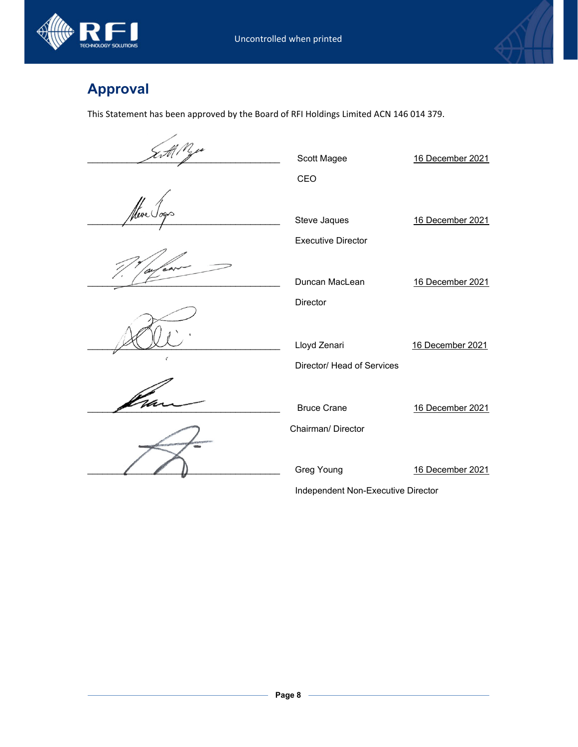## Approval

This Statement has been approved by the Board of RFI Holdings Limited ACN 146 014 379.

| | | |
|---|---|---|
| ____________________ | Scott Magee<br>CEO | 16 December 2021 |
| ____________________ | Steve Jaques<br>Executive Director | 16 December 2021 |
| ____________________ | Duncan MacLean<br>Director | 16 December 2021 |
| ____________________ | Lloyd Zenari<br>Director/ Head of Services | 16 December 2021 |
| ____________________ | Bruce Crane<br>Chairman/ Director | 16 December 2021 |
| ____________________ | Greg Young<br>Independent Non-Executive Director | 16 December 2021 |